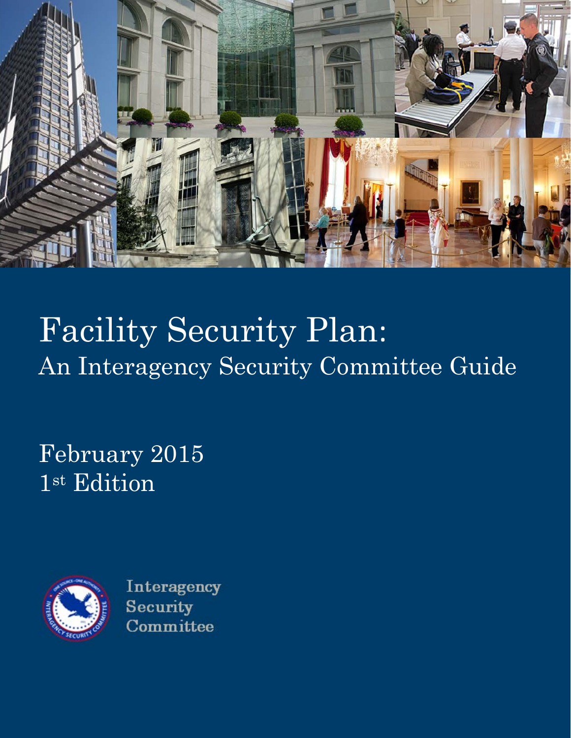# Facility Security Plan:

## An Interagency Security Committee Guide

February 2015

1st Edition

Interagency
Security
Committee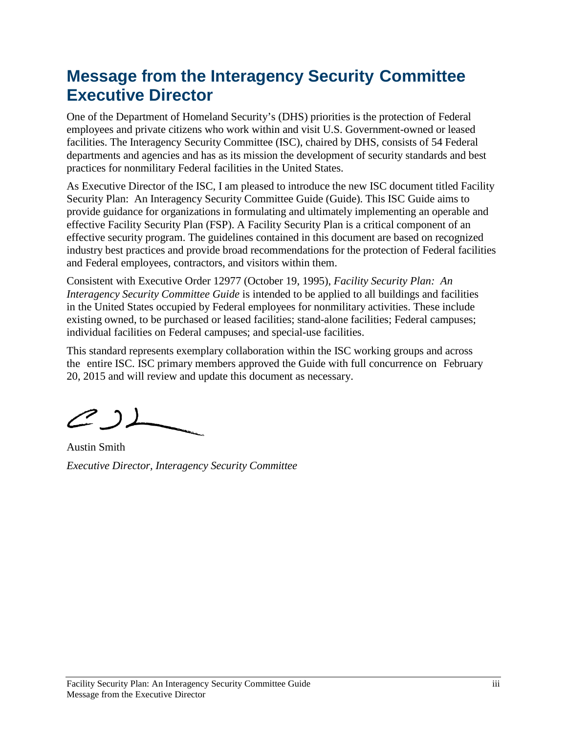# Message from the Interagency Security Committee Executive Director

One of the Department of Homeland Security's (DHS) priorities is the protection of Federal employees and private citizens who work within and visit U.S. Government-owned or leased facilities. The Interagency Security Committee (ISC), chaired by DHS, consists of 54 Federal departments and agencies and has as its mission the development of security standards and best practices for nonmilitary Federal facilities in the United States.

As Executive Director of the ISC, I am pleased to introduce the new ISC document titled Facility Security Plan: An Interagency Security Committee Guide (Guide). This ISC Guide aims to provide guidance for organizations in formulating and ultimately implementing an operable and effective Facility Security Plan (FSP). A Facility Security Plan is a critical component of an effective security program. The guidelines contained in this document are based on recognized industry best practices and provide broad recommendations for the protection of Federal facilities and Federal employees, contractors, and visitors within them.

Consistent with Executive Order 12977 (October 19, 1995), *Facility Security Plan: An Interagency Security Committee Guide* is intended to be applied to all buildings and facilities in the United States occupied by Federal employees for nonmilitary activities. These include existing owned, to be purchased or leased facilities; stand-alone facilities; Federal campuses; individual facilities on Federal campuses; and special-use facilities.

This standard represents exemplary collaboration within the ISC working groups and across the entire ISC. ISC primary members approved the Guide with full concurrence on February 20, 2015 and will review and update this document as necessary.

Austin Smith

*Executive Director, Interagency Security Committee*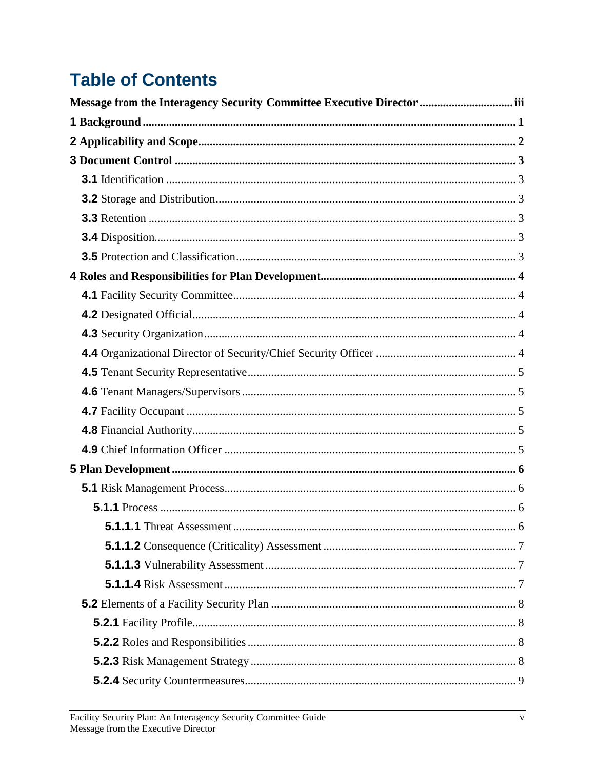# Table of Contents

**Message from the Interagency Security Committee Executive Director** ........ iii

**1 Background** ........ 1

**2 Applicability and Scope** ........ 2

**3 Document Control** ........ 3

- **3.1** Identification ........ 3
- **3.2** Storage and Distribution ........ 3
- **3.3** Retention ........ 3
- **3.4** Disposition ........ 3
- **3.5** Protection and Classification ........ 3

**4 Roles and Responsibilities for Plan Development** ........ 4

- **4.1** Facility Security Committee ........ 4
- **4.2** Designated Official ........ 4
- **4.3** Security Organization ........ 4
- **4.4** Organizational Director of Security/Chief Security Officer ........ 4
- **4.5** Tenant Security Representative ........ 5
- **4.6** Tenant Managers/Supervisors ........ 5
- **4.7** Facility Occupant ........ 5
- **4.8** Financial Authority ........ 5
- **4.9** Chief Information Officer ........ 5

**5 Plan Development** ........ 6

- **5.1** Risk Management Process ........ 6
  - **5.1.1** Process ........ 6
    - **5.1.1.1** Threat Assessment ........ 6
    - **5.1.1.2** Consequence (Criticality) Assessment ........ 7
    - **5.1.1.3** Vulnerability Assessment ........ 7
    - **5.1.1.4** Risk Assessment ........ 7
- **5.2** Elements of a Facility Security Plan ........ 8
  - **5.2.1** Facility Profile ........ 8
  - **5.2.2** Roles and Responsibilities ........ 8
  - **5.2.3** Risk Management Strategy ........ 8
  - **5.2.4** Security Countermeasures ........ 9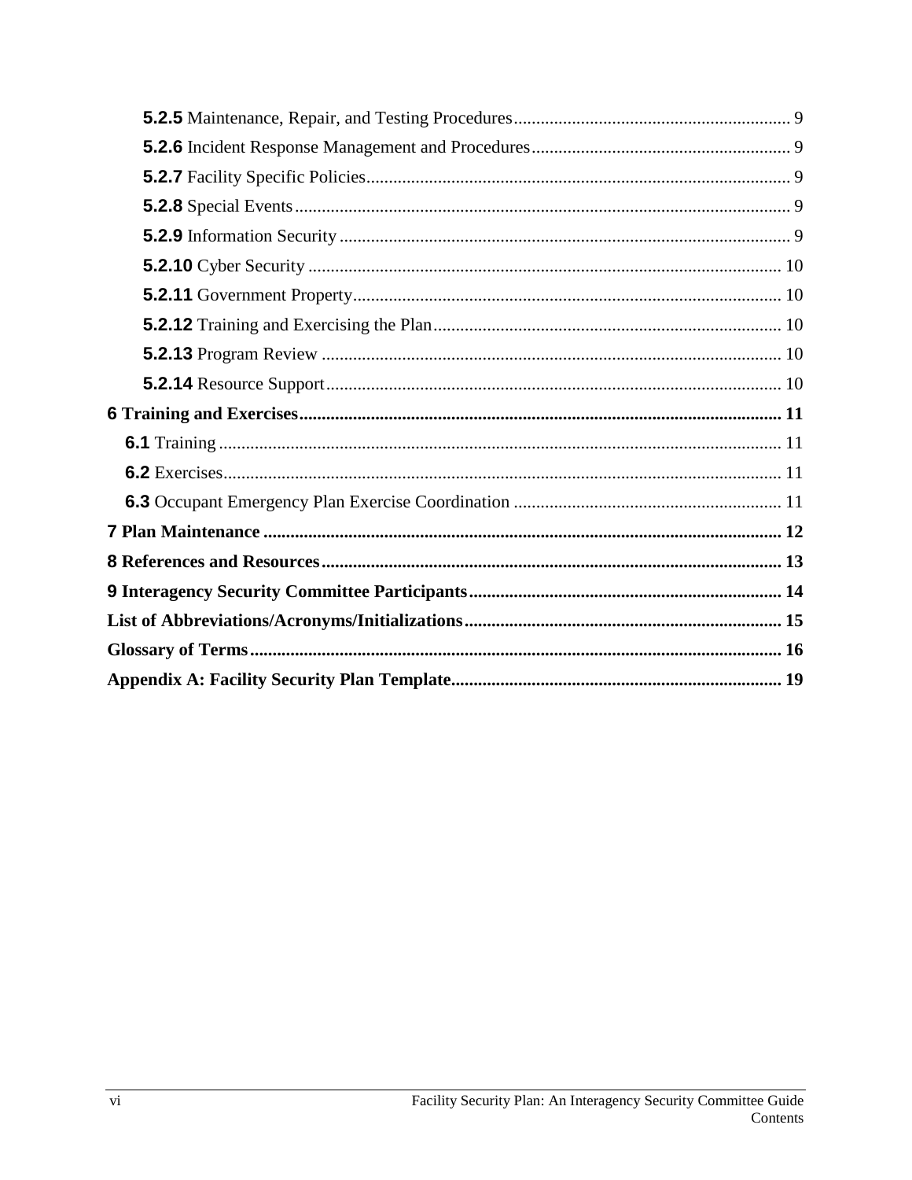5.2.5 Maintenance, Repair, and Testing Procedures ........ 9
5.2.6 Incident Response Management and Procedures ........ 9
5.2.7 Facility Specific Policies ........ 9
5.2.8 Special Events ........ 9
5.2.9 Information Security ........ 9
5.2.10 Cyber Security ........ 10
5.2.11 Government Property ........ 10
5.2.12 Training and Exercising the Plan ........ 10
5.2.13 Program Review ........ 10
5.2.14 Resource Support ........ 10

**6 Training and Exercises ........ 11**

6.1 Training ........ 11
6.2 Exercises ........ 11
6.3 Occupant Emergency Plan Exercise Coordination ........ 11

**7 Plan Maintenance ........ 12**

**8 References and Resources ........ 13**

**9 Interagency Security Committee Participants ........ 14**

**List of Abbreviations/Acronyms/Initializations ........ 15**

**Glossary of Terms ........ 16**

**Appendix A: Facility Security Plan Template ........ 19**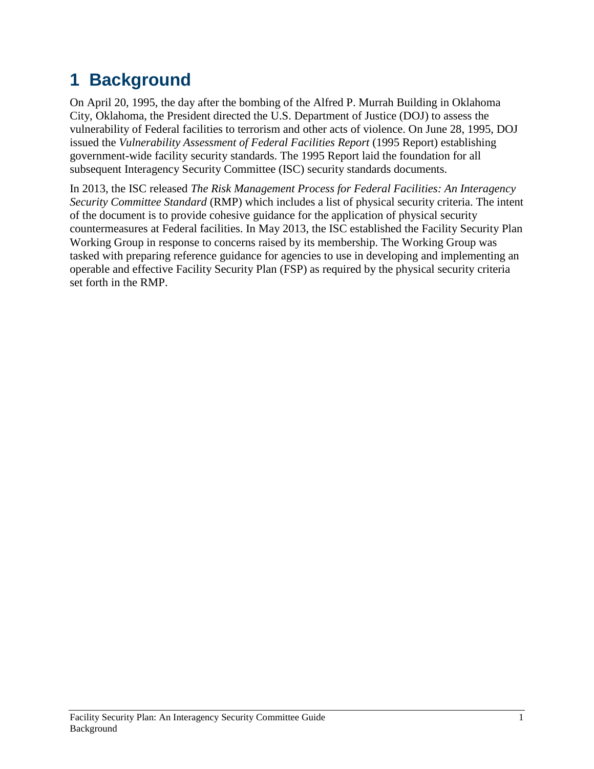# 1 Background

On April 20, 1995, the day after the bombing of the Alfred P. Murrah Building in Oklahoma City, Oklahoma, the President directed the U.S. Department of Justice (DOJ) to assess the vulnerability of Federal facilities to terrorism and other acts of violence. On June 28, 1995, DOJ issued the *Vulnerability Assessment of Federal Facilities Report* (1995 Report) establishing government-wide facility security standards. The 1995 Report laid the foundation for all subsequent Interagency Security Committee (ISC) security standards documents.

In 2013, the ISC released *The Risk Management Process for Federal Facilities: An Interagency Security Committee Standard* (RMP) which includes a list of physical security criteria. The intent of the document is to provide cohesive guidance for the application of physical security countermeasures at Federal facilities. In May 2013, the ISC established the Facility Security Plan Working Group in response to concerns raised by its membership. The Working Group was tasked with preparing reference guidance for agencies to use in developing and implementing an operable and effective Facility Security Plan (FSP) as required by the physical security criteria set forth in the RMP.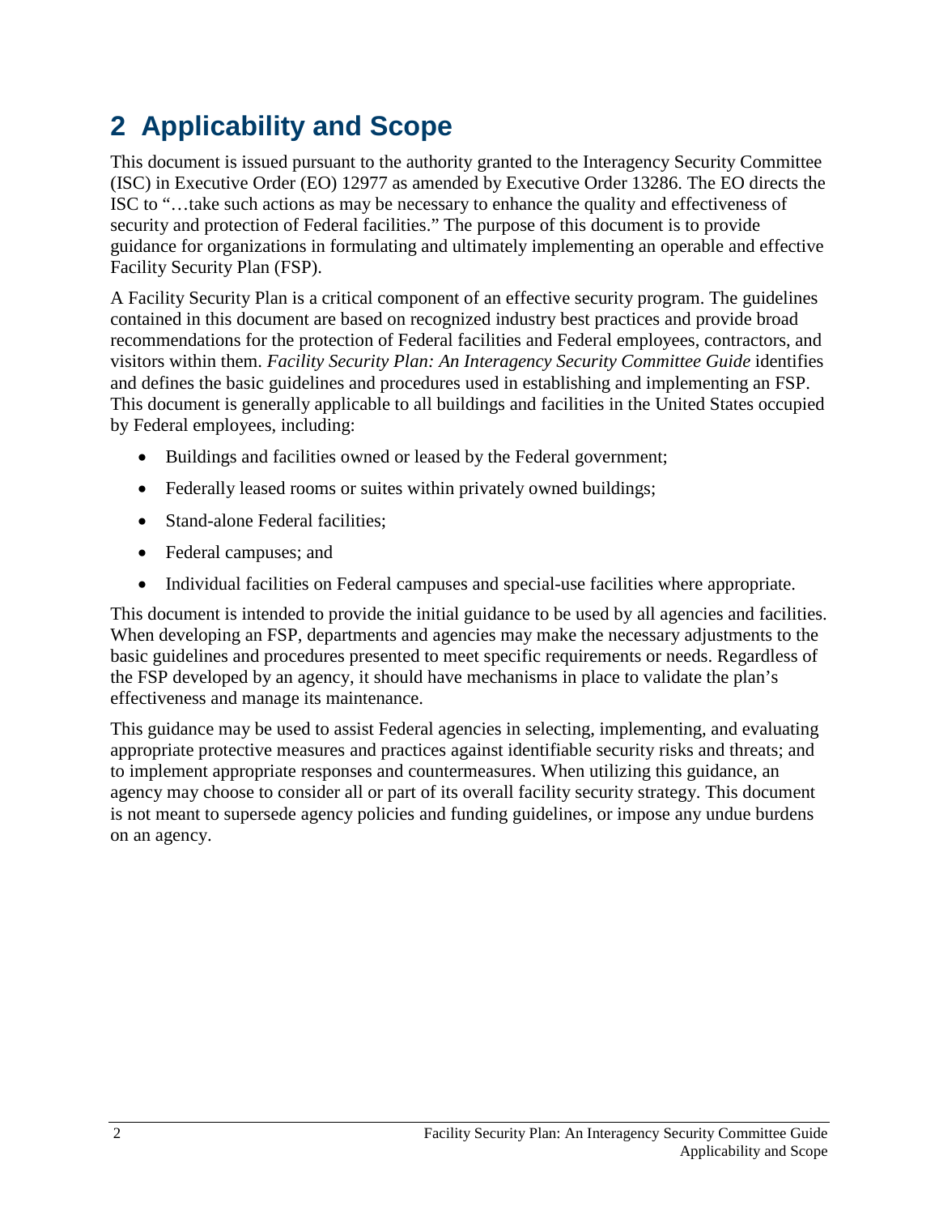# 2 Applicability and Scope

This document is issued pursuant to the authority granted to the Interagency Security Committee (ISC) in Executive Order (EO) 12977 as amended by Executive Order 13286. The EO directs the ISC to "…take such actions as may be necessary to enhance the quality and effectiveness of security and protection of Federal facilities." The purpose of this document is to provide guidance for organizations in formulating and ultimately implementing an operable and effective Facility Security Plan (FSP).

A Facility Security Plan is a critical component of an effective security program. The guidelines contained in this document are based on recognized industry best practices and provide broad recommendations for the protection of Federal facilities and Federal employees, contractors, and visitors within them. *Facility Security Plan: An Interagency Security Committee Guide* identifies and defines the basic guidelines and procedures used in establishing and implementing an FSP. This document is generally applicable to all buildings and facilities in the United States occupied by Federal employees, including:

- Buildings and facilities owned or leased by the Federal government;
- Federally leased rooms or suites within privately owned buildings;
- Stand-alone Federal facilities;
- Federal campuses; and
- Individual facilities on Federal campuses and special-use facilities where appropriate.

This document is intended to provide the initial guidance to be used by all agencies and facilities. When developing an FSP, departments and agencies may make the necessary adjustments to the basic guidelines and procedures presented to meet specific requirements or needs. Regardless of the FSP developed by an agency, it should have mechanisms in place to validate the plan's effectiveness and manage its maintenance.

This guidance may be used to assist Federal agencies in selecting, implementing, and evaluating appropriate protective measures and practices against identifiable security risks and threats; and to implement appropriate responses and countermeasures. When utilizing this guidance, an agency may choose to consider all or part of its overall facility security strategy. This document is not meant to supersede agency policies and funding guidelines, or impose any undue burdens on an agency.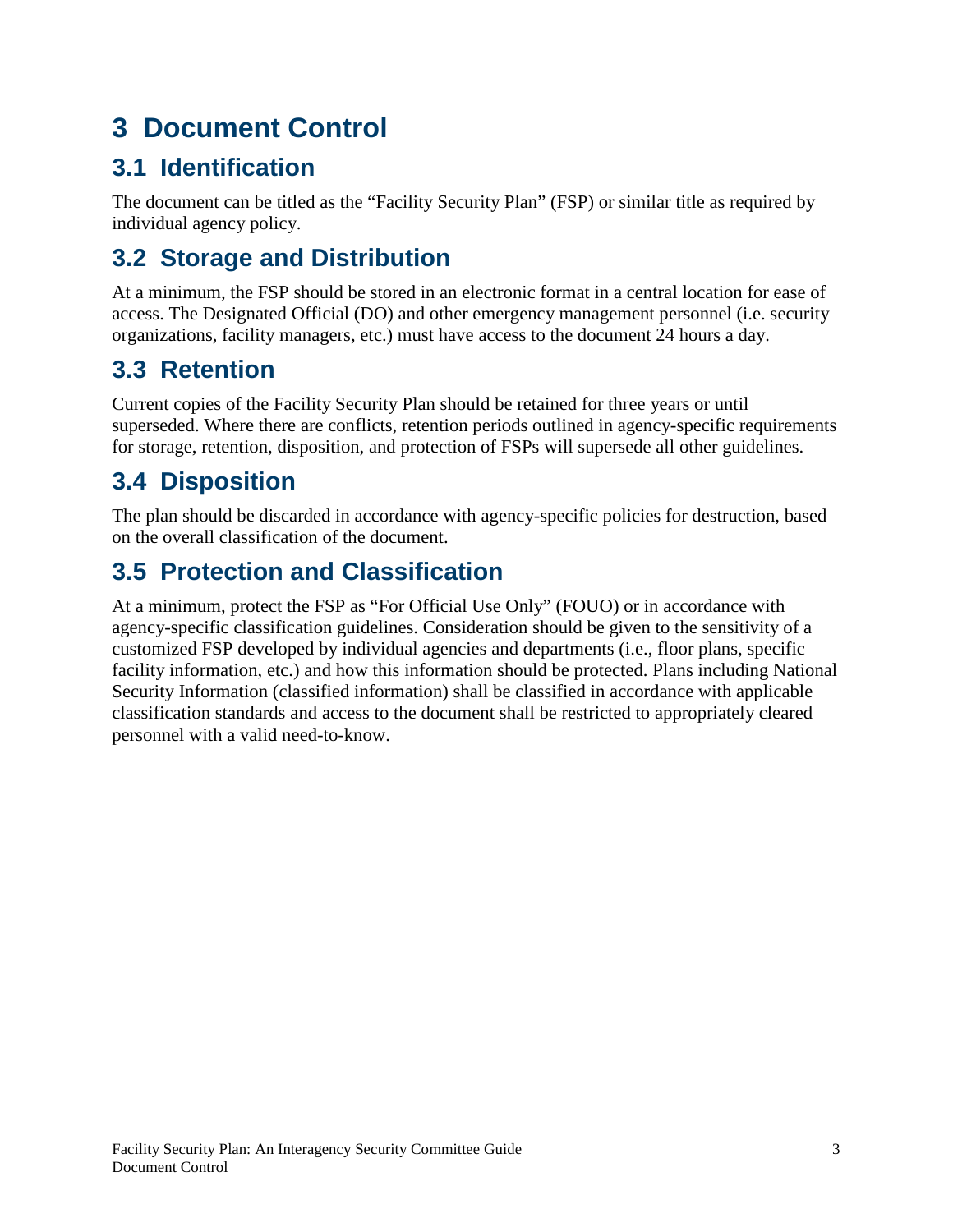# 3 Document Control

## 3.1 Identification

The document can be titled as the "Facility Security Plan" (FSP) or similar title as required by individual agency policy.

## 3.2 Storage and Distribution

At a minimum, the FSP should be stored in an electronic format in a central location for ease of access. The Designated Official (DO) and other emergency management personnel (i.e. security organizations, facility managers, etc.) must have access to the document 24 hours a day.

## 3.3 Retention

Current copies of the Facility Security Plan should be retained for three years or until superseded. Where there are conflicts, retention periods outlined in agency-specific requirements for storage, retention, disposition, and protection of FSPs will supersede all other guidelines.

## 3.4 Disposition

The plan should be discarded in accordance with agency-specific policies for destruction, based on the overall classification of the document.

## 3.5 Protection and Classification

At a minimum, protect the FSP as "For Official Use Only" (FOUO) or in accordance with agency-specific classification guidelines. Consideration should be given to the sensitivity of a customized FSP developed by individual agencies and departments (i.e., floor plans, specific facility information, etc.) and how this information should be protected. Plans including National Security Information (classified information) shall be classified in accordance with applicable classification standards and access to the document shall be restricted to appropriately cleared personnel with a valid need-to-know.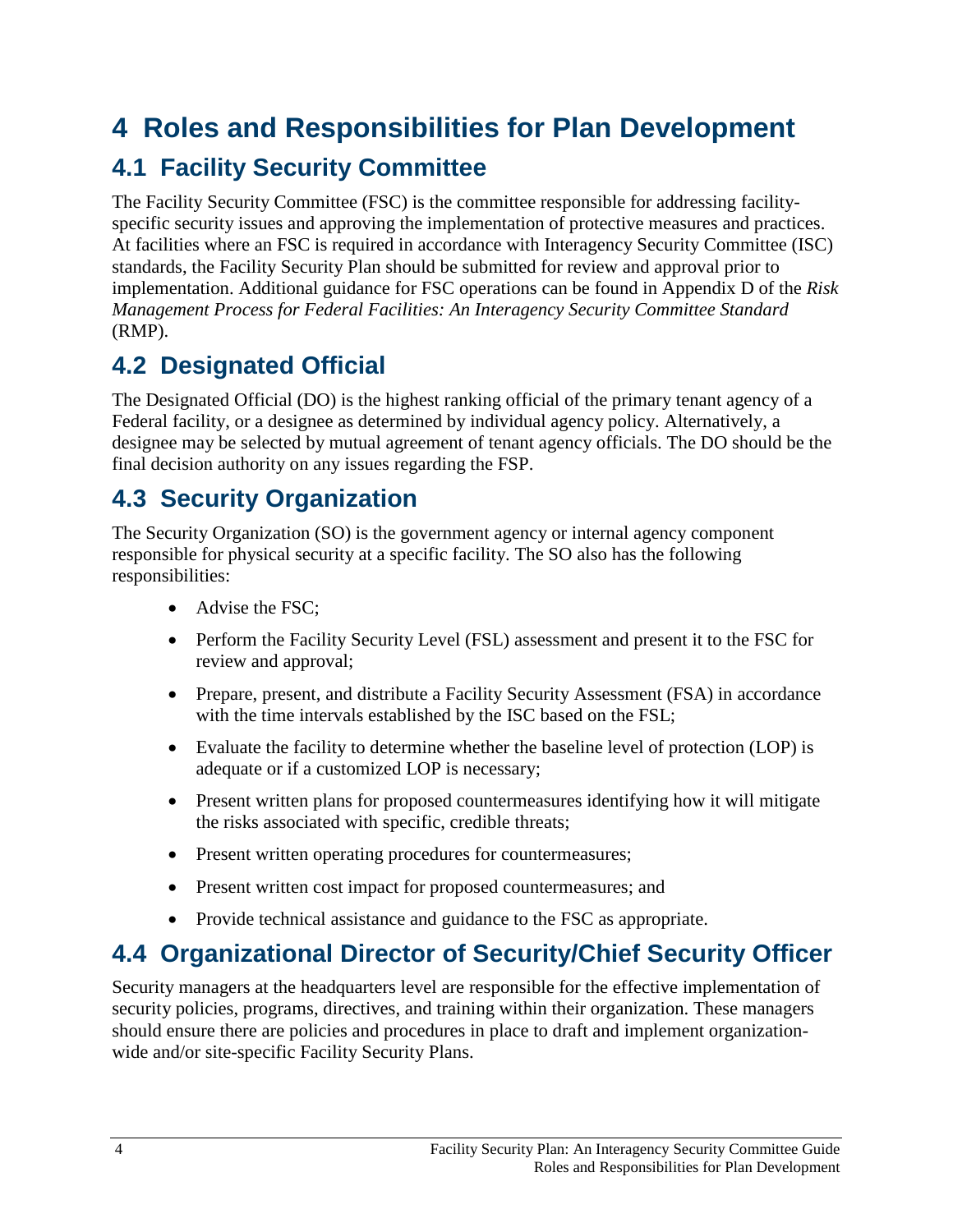# 4 Roles and Responsibilities for Plan Development

## 4.1 Facility Security Committee

The Facility Security Committee (FSC) is the committee responsible for addressing facility-specific security issues and approving the implementation of protective measures and practices. At facilities where an FSC is required in accordance with Interagency Security Committee (ISC) standards, the Facility Security Plan should be submitted for review and approval prior to implementation. Additional guidance for FSC operations can be found in Appendix D of the *Risk Management Process for Federal Facilities: An Interagency Security Committee Standard* (RMP).

## 4.2 Designated Official

The Designated Official (DO) is the highest ranking official of the primary tenant agency of a Federal facility, or a designee as determined by individual agency policy. Alternatively, a designee may be selected by mutual agreement of tenant agency officials. The DO should be the final decision authority on any issues regarding the FSP.

## 4.3 Security Organization

The Security Organization (SO) is the government agency or internal agency component responsible for physical security at a specific facility. The SO also has the following responsibilities:

- Advise the FSC;
- Perform the Facility Security Level (FSL) assessment and present it to the FSC for review and approval;
- Prepare, present, and distribute a Facility Security Assessment (FSA) in accordance with the time intervals established by the ISC based on the FSL;
- Evaluate the facility to determine whether the baseline level of protection (LOP) is adequate or if a customized LOP is necessary;
- Present written plans for proposed countermeasures identifying how it will mitigate the risks associated with specific, credible threats;
- Present written operating procedures for countermeasures;
- Present written cost impact for proposed countermeasures; and
- Provide technical assistance and guidance to the FSC as appropriate.

## 4.4 Organizational Director of Security/Chief Security Officer

Security managers at the headquarters level are responsible for the effective implementation of security policies, programs, directives, and training within their organization. These managers should ensure there are policies and procedures in place to draft and implement organization-wide and/or site-specific Facility Security Plans.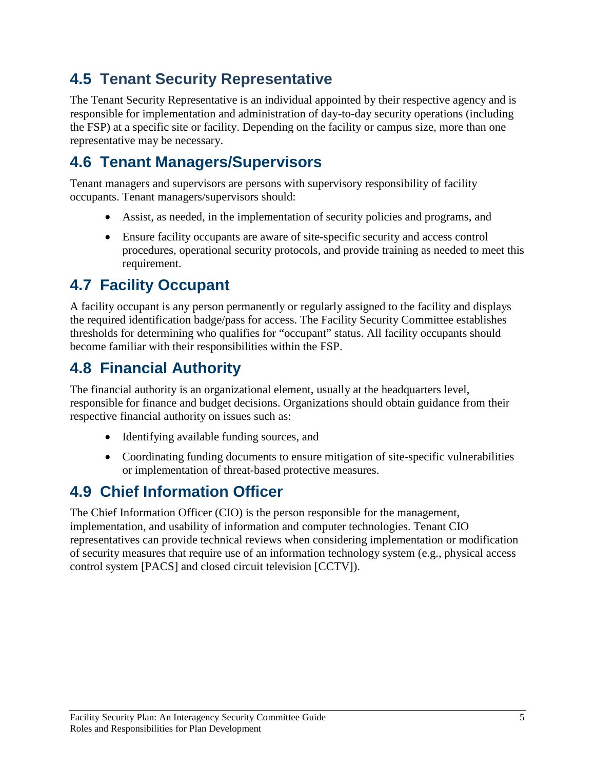## 4.5 Tenant Security Representative

The Tenant Security Representative is an individual appointed by their respective agency and is responsible for implementation and administration of day-to-day security operations (including the FSP) at a specific site or facility. Depending on the facility or campus size, more than one representative may be necessary.

## 4.6 Tenant Managers/Supervisors

Tenant managers and supervisors are persons with supervisory responsibility of facility occupants. Tenant managers/supervisors should:

- Assist, as needed, in the implementation of security policies and programs, and
- Ensure facility occupants are aware of site-specific security and access control procedures, operational security protocols, and provide training as needed to meet this requirement.

## 4.7 Facility Occupant

A facility occupant is any person permanently or regularly assigned to the facility and displays the required identification badge/pass for access. The Facility Security Committee establishes thresholds for determining who qualifies for "occupant" status. All facility occupants should become familiar with their responsibilities within the FSP.

## 4.8 Financial Authority

The financial authority is an organizational element, usually at the headquarters level, responsible for finance and budget decisions. Organizations should obtain guidance from their respective financial authority on issues such as:

- Identifying available funding sources, and
- Coordinating funding documents to ensure mitigation of site-specific vulnerabilities or implementation of threat-based protective measures.

## 4.9 Chief Information Officer

The Chief Information Officer (CIO) is the person responsible for the management, implementation, and usability of information and computer technologies. Tenant CIO representatives can provide technical reviews when considering implementation or modification of security measures that require use of an information technology system (e.g., physical access control system [PACS] and closed circuit television [CCTV]).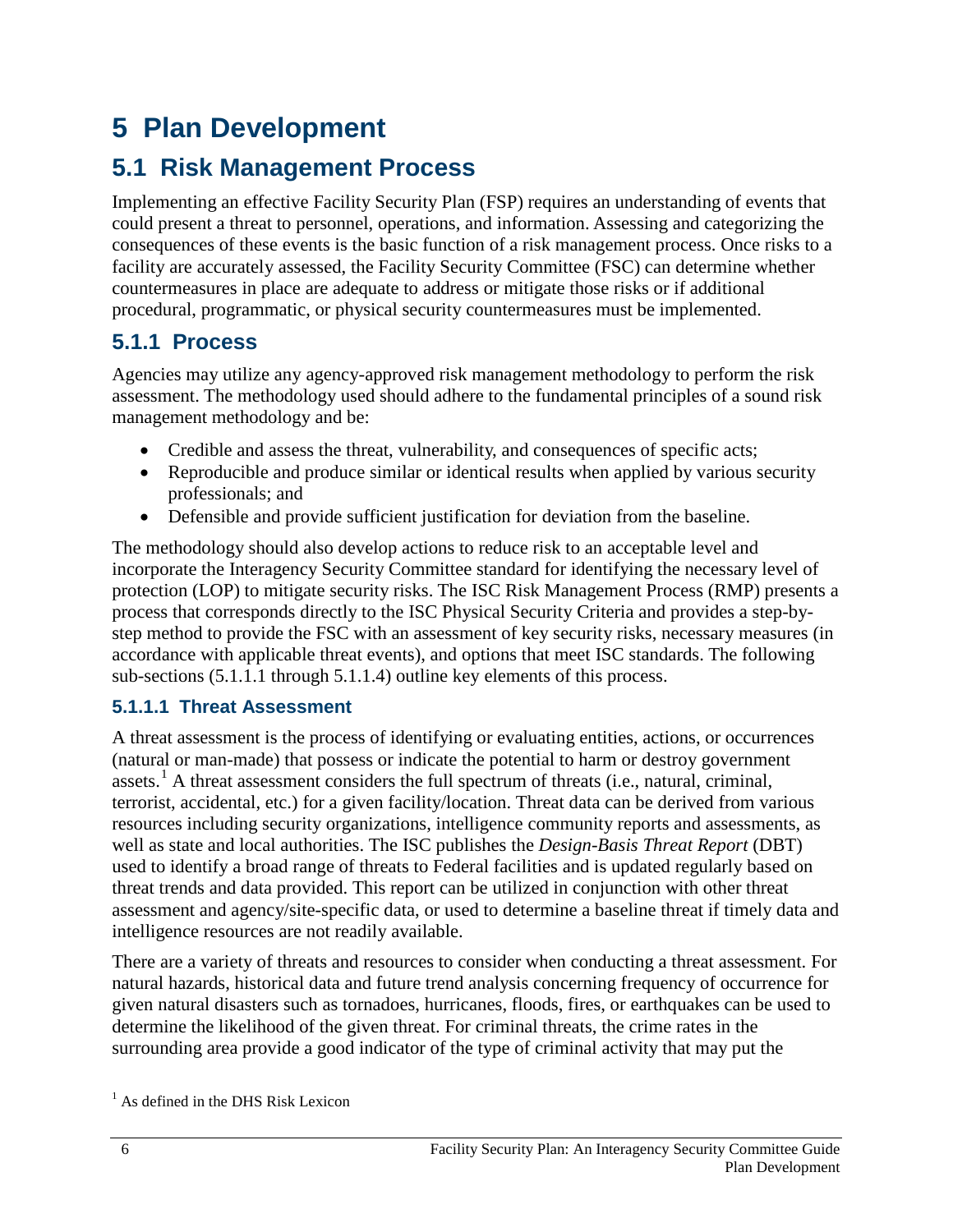# 5 Plan Development

## 5.1 Risk Management Process

Implementing an effective Facility Security Plan (FSP) requires an understanding of events that could present a threat to personnel, operations, and information. Assessing and categorizing the consequences of these events is the basic function of a risk management process. Once risks to a facility are accurately assessed, the Facility Security Committee (FSC) can determine whether countermeasures in place are adequate to address or mitigate those risks or if additional procedural, programmatic, or physical security countermeasures must be implemented.

### 5.1.1 Process

Agencies may utilize any agency-approved risk management methodology to perform the risk assessment. The methodology used should adhere to the fundamental principles of a sound risk management methodology and be:

- Credible and assess the threat, vulnerability, and consequences of specific acts;
- Reproducible and produce similar or identical results when applied by various security professionals; and
- Defensible and provide sufficient justification for deviation from the baseline.

The methodology should also develop actions to reduce risk to an acceptable level and incorporate the Interagency Security Committee standard for identifying the necessary level of protection (LOP) to mitigate security risks. The ISC Risk Management Process (RMP) presents a process that corresponds directly to the ISC Physical Security Criteria and provides a step-by-step method to provide the FSC with an assessment of key security risks, necessary measures (in accordance with applicable threat events), and options that meet ISC standards. The following sub-sections (5.1.1.1 through 5.1.1.4) outline key elements of this process.

#### 5.1.1.1 Threat Assessment

A threat assessment is the process of identifying or evaluating entities, actions, or occurrences (natural or man-made) that possess or indicate the potential to harm or destroy government assets.[1] A threat assessment considers the full spectrum of threats (i.e., natural, criminal, terrorist, accidental, etc.) for a given facility/location. Threat data can be derived from various resources including security organizations, intelligence community reports and assessments, as well as state and local authorities. The ISC publishes the *Design-Basis Threat Report* (DBT) used to identify a broad range of threats to Federal facilities and is updated regularly based on threat trends and data provided. This report can be utilized in conjunction with other threat assessment and agency/site-specific data, or used to determine a baseline threat if timely data and intelligence resources are not readily available.

There are a variety of threats and resources to consider when conducting a threat assessment. For natural hazards, historical data and future trend analysis concerning frequency of occurrence for given natural disasters such as tornadoes, hurricanes, floods, fires, or earthquakes can be used to determine the likelihood of the given threat. For criminal threats, the crime rates in the surrounding area provide a good indicator of the type of criminal activity that may put the

[1] As defined in the DHS Risk Lexicon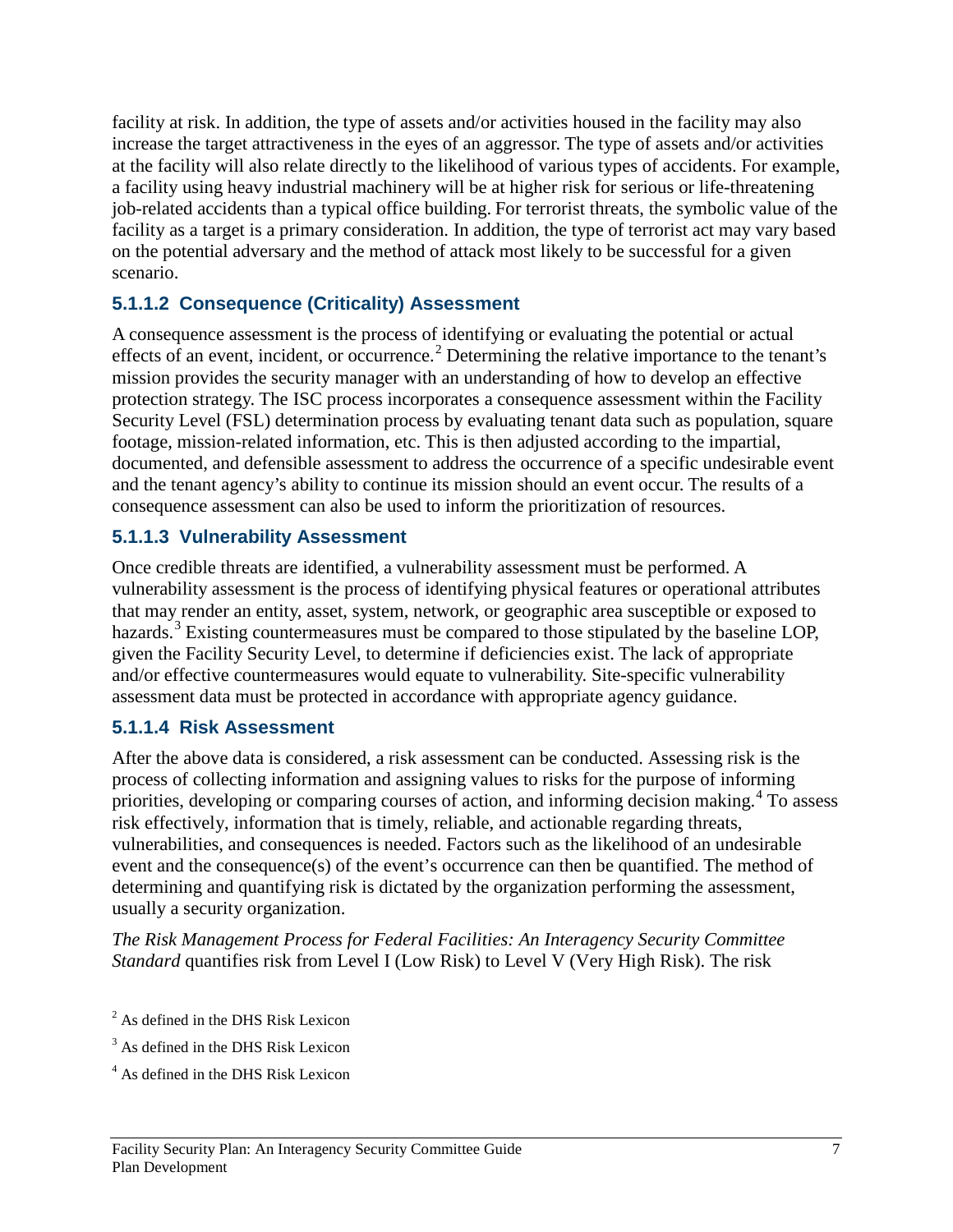facility at risk. In addition, the type of assets and/or activities housed in the facility may also increase the target attractiveness in the eyes of an aggressor. The type of assets and/or activities at the facility will also relate directly to the likelihood of various types of accidents. For example, a facility using heavy industrial machinery will be at higher risk for serious or life-threatening job-related accidents than a typical office building. For terrorist threats, the symbolic value of the facility as a target is a primary consideration. In addition, the type of terrorist act may vary based on the potential adversary and the method of attack most likely to be successful for a given scenario.

#### 5.1.1.2 Consequence (Criticality) Assessment

A consequence assessment is the process of identifying or evaluating the potential or actual effects of an event, incident, or occurrence.[2] Determining the relative importance to the tenant's mission provides the security manager with an understanding of how to develop an effective protection strategy. The ISC process incorporates a consequence assessment within the Facility Security Level (FSL) determination process by evaluating tenant data such as population, square footage, mission-related information, etc. This is then adjusted according to the impartial, documented, and defensible assessment to address the occurrence of a specific undesirable event and the tenant agency's ability to continue its mission should an event occur. The results of a consequence assessment can also be used to inform the prioritization of resources.

#### 5.1.1.3 Vulnerability Assessment

Once credible threats are identified, a vulnerability assessment must be performed. A vulnerability assessment is the process of identifying physical features or operational attributes that may render an entity, asset, system, network, or geographic area susceptible or exposed to hazards.[3] Existing countermeasures must be compared to those stipulated by the baseline LOP, given the Facility Security Level, to determine if deficiencies exist. The lack of appropriate and/or effective countermeasures would equate to vulnerability. Site-specific vulnerability assessment data must be protected in accordance with appropriate agency guidance.

#### 5.1.1.4 Risk Assessment

After the above data is considered, a risk assessment can be conducted. Assessing risk is the process of collecting information and assigning values to risks for the purpose of informing priorities, developing or comparing courses of action, and informing decision making.[4] To assess risk effectively, information that is timely, reliable, and actionable regarding threats, vulnerabilities, and consequences is needed. Factors such as the likelihood of an undesirable event and the consequence(s) of the event's occurrence can then be quantified. The method of determining and quantifying risk is dictated by the organization performing the assessment, usually a security organization.

*The Risk Management Process for Federal Facilities: An Interagency Security Committee Standard* quantifies risk from Level I (Low Risk) to Level V (Very High Risk). The risk

[2] As defined in the DHS Risk Lexicon

[3] As defined in the DHS Risk Lexicon

[4] As defined in the DHS Risk Lexicon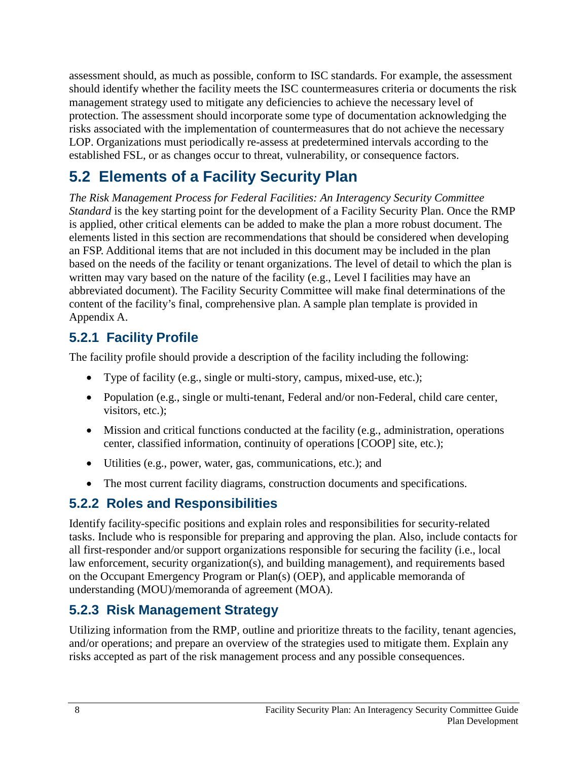assessment should, as much as possible, conform to ISC standards. For example, the assessment should identify whether the facility meets the ISC countermeasures criteria or documents the risk management strategy used to mitigate any deficiencies to achieve the necessary level of protection. The assessment should incorporate some type of documentation acknowledging the risks associated with the implementation of countermeasures that do not achieve the necessary LOP. Organizations must periodically re-assess at predetermined intervals according to the established FSL, or as changes occur to threat, vulnerability, or consequence factors.

## 5.2 Elements of a Facility Security Plan

*The Risk Management Process for Federal Facilities: An Interagency Security Committee Standard* is the key starting point for the development of a Facility Security Plan. Once the RMP is applied, other critical elements can be added to make the plan a more robust document. The elements listed in this section are recommendations that should be considered when developing an FSP. Additional items that are not included in this document may be included in the plan based on the needs of the facility or tenant organizations. The level of detail to which the plan is written may vary based on the nature of the facility (e.g., Level I facilities may have an abbreviated document). The Facility Security Committee will make final determinations of the content of the facility's final, comprehensive plan. A sample plan template is provided in Appendix A.

### 5.2.1 Facility Profile

The facility profile should provide a description of the facility including the following:

- Type of facility (e.g., single or multi-story, campus, mixed-use, etc.);
- Population (e.g., single or multi-tenant, Federal and/or non-Federal, child care center, visitors, etc.);
- Mission and critical functions conducted at the facility (e.g., administration, operations center, classified information, continuity of operations [COOP] site, etc.);
- Utilities (e.g., power, water, gas, communications, etc.); and
- The most current facility diagrams, construction documents and specifications.

### 5.2.2 Roles and Responsibilities

Identify facility-specific positions and explain roles and responsibilities for security-related tasks. Include who is responsible for preparing and approving the plan. Also, include contacts for all first-responder and/or support organizations responsible for securing the facility (i.e., local law enforcement, security organization(s), and building management), and requirements based on the Occupant Emergency Program or Plan(s) (OEP), and applicable memoranda of understanding (MOU)/memoranda of agreement (MOA).

### 5.2.3 Risk Management Strategy

Utilizing information from the RMP, outline and prioritize threats to the facility, tenant agencies, and/or operations; and prepare an overview of the strategies used to mitigate them. Explain any risks accepted as part of the risk management process and any possible consequences.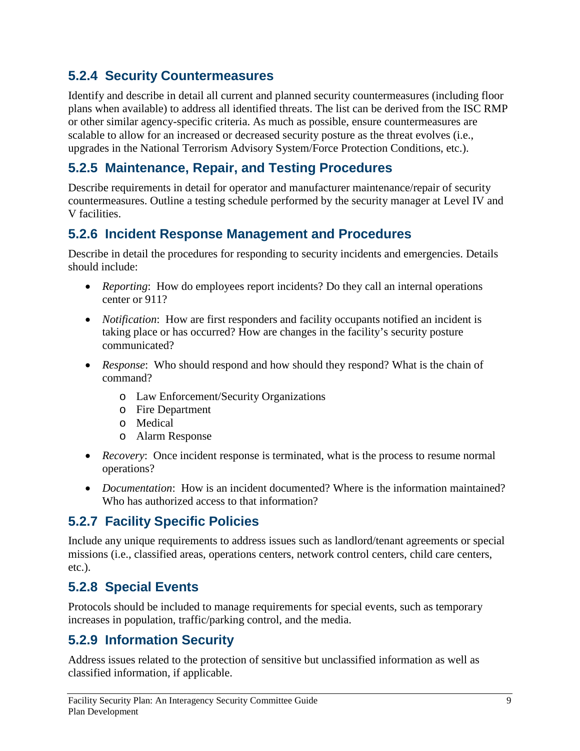### 5.2.4 Security Countermeasures

Identify and describe in detail all current and planned security countermeasures (including floor plans when available) to address all identified threats. The list can be derived from the ISC RMP or other similar agency-specific criteria. As much as possible, ensure countermeasures are scalable to allow for an increased or decreased security posture as the threat evolves (i.e., upgrades in the National Terrorism Advisory System/Force Protection Conditions, etc.).

### 5.2.5 Maintenance, Repair, and Testing Procedures

Describe requirements in detail for operator and manufacturer maintenance/repair of security countermeasures. Outline a testing schedule performed by the security manager at Level IV and V facilities.

### 5.2.6 Incident Response Management and Procedures

Describe in detail the procedures for responding to security incidents and emergencies. Details should include:

- *Reporting*: How do employees report incidents? Do they call an internal operations center or 911?
- *Notification*: How are first responders and facility occupants notified an incident is taking place or has occurred? How are changes in the facility's security posture communicated?
- *Response*: Who should respond and how should they respond? What is the chain of command?
  - Law Enforcement/Security Organizations
  - Fire Department
  - Medical
  - Alarm Response
- *Recovery*: Once incident response is terminated, what is the process to resume normal operations?
- *Documentation*: How is an incident documented? Where is the information maintained? Who has authorized access to that information?

### 5.2.7 Facility Specific Policies

Include any unique requirements to address issues such as landlord/tenant agreements or special missions (i.e., classified areas, operations centers, network control centers, child care centers, etc.).

### 5.2.8 Special Events

Protocols should be included to manage requirements for special events, such as temporary increases in population, traffic/parking control, and the media.

### 5.2.9 Information Security

Address issues related to the protection of sensitive but unclassified information as well as classified information, if applicable.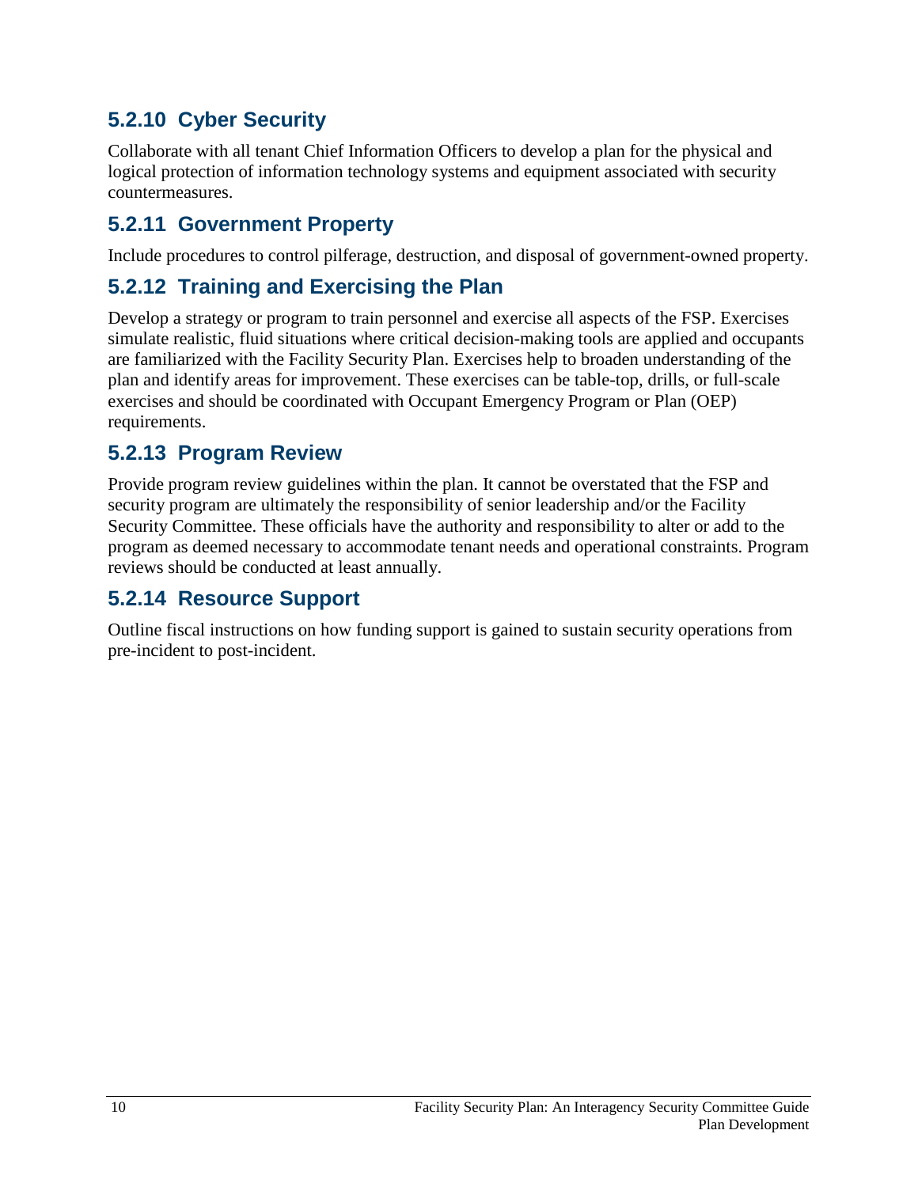### 5.2.10 Cyber Security

Collaborate with all tenant Chief Information Officers to develop a plan for the physical and logical protection of information technology systems and equipment associated with security countermeasures.

### 5.2.11 Government Property

Include procedures to control pilferage, destruction, and disposal of government-owned property.

### 5.2.12 Training and Exercising the Plan

Develop a strategy or program to train personnel and exercise all aspects of the FSP. Exercises simulate realistic, fluid situations where critical decision-making tools are applied and occupants are familiarized with the Facility Security Plan. Exercises help to broaden understanding of the plan and identify areas for improvement. These exercises can be table-top, drills, or full-scale exercises and should be coordinated with Occupant Emergency Program or Plan (OEP) requirements.

### 5.2.13 Program Review

Provide program review guidelines within the plan. It cannot be overstated that the FSP and security program are ultimately the responsibility of senior leadership and/or the Facility Security Committee. These officials have the authority and responsibility to alter or add to the program as deemed necessary to accommodate tenant needs and operational constraints. Program reviews should be conducted at least annually.

### 5.2.14 Resource Support

Outline fiscal instructions on how funding support is gained to sustain security operations from pre-incident to post-incident.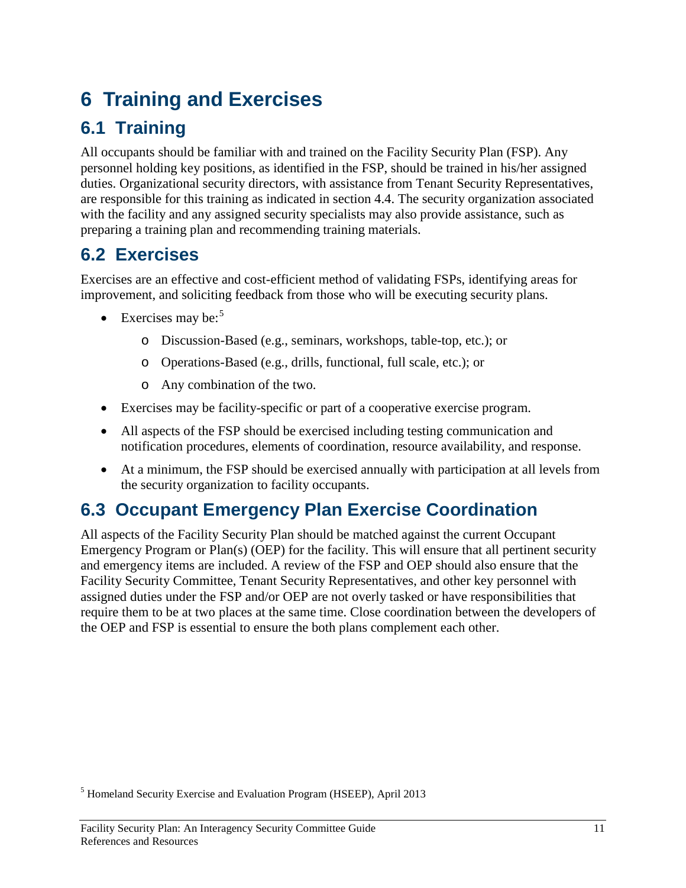# 6 Training and Exercises

## 6.1 Training

All occupants should be familiar with and trained on the Facility Security Plan (FSP). Any personnel holding key positions, as identified in the FSP, should be trained in his/her assigned duties. Organizational security directors, with assistance from Tenant Security Representatives, are responsible for this training as indicated in section 4.4. The security organization associated with the facility and any assigned security specialists may also provide assistance, such as preparing a training plan and recommending training materials.

## 6.2 Exercises

Exercises are an effective and cost-efficient method of validating FSPs, identifying areas for improvement, and soliciting feedback from those who will be executing security plans.

- Exercises may be:[5]
    - Discussion-Based (e.g., seminars, workshops, table-top, etc.); or
    - Operations-Based (e.g., drills, functional, full scale, etc.); or
    - Any combination of the two.
- Exercises may be facility-specific or part of a cooperative exercise program.
- All aspects of the FSP should be exercised including testing communication and notification procedures, elements of coordination, resource availability, and response.
- At a minimum, the FSP should be exercised annually with participation at all levels from the security organization to facility occupants.

## 6.3 Occupant Emergency Plan Exercise Coordination

All aspects of the Facility Security Plan should be matched against the current Occupant Emergency Program or Plan(s) (OEP) for the facility. This will ensure that all pertinent security and emergency items are included. A review of the FSP and OEP should also ensure that the Facility Security Committee, Tenant Security Representatives, and other key personnel with assigned duties under the FSP and/or OEP are not overly tasked or have responsibilities that require them to be at two places at the same time. Close coordination between the developers of the OEP and FSP is essential to ensure the both plans complement each other.

[5] Homeland Security Exercise and Evaluation Program (HSEEP), April 2013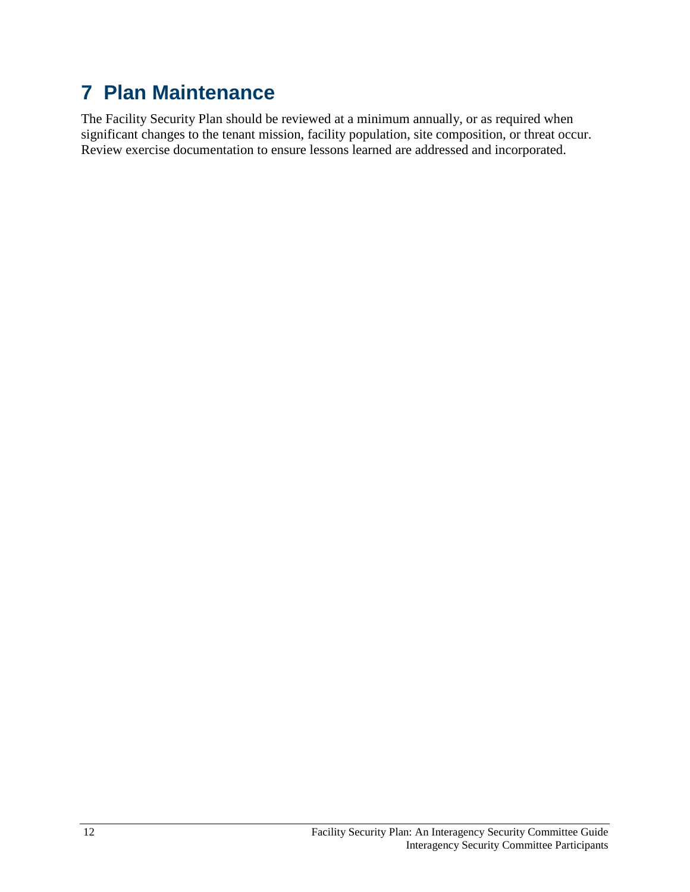# 7 Plan Maintenance

The Facility Security Plan should be reviewed at a minimum annually, or as required when significant changes to the tenant mission, facility population, site composition, or threat occur. Review exercise documentation to ensure lessons learned are addressed and incorporated.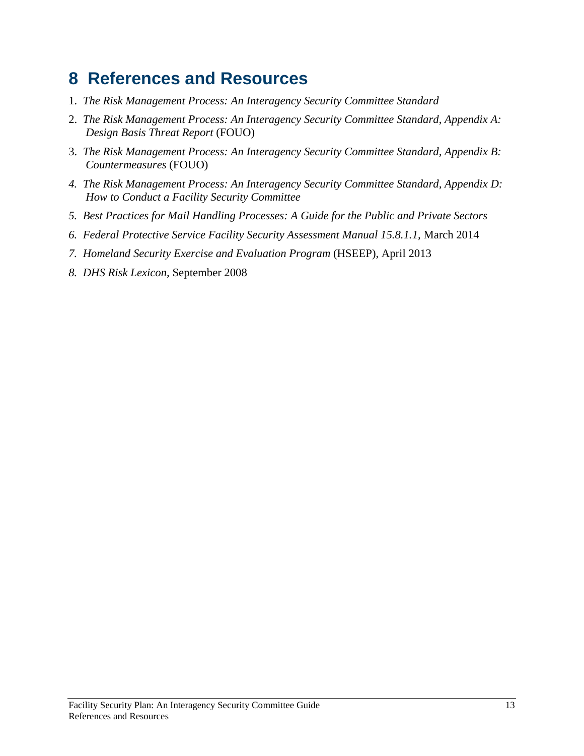# 8 References and Resources

1. *The Risk Management Process: An Interagency Security Committee Standard*
2. *The Risk Management Process: An Interagency Security Committee Standard*, *Appendix A: Design Basis Threat Report* (FOUO)
3. *The Risk Management Process: An Interagency Security Committee Standard, Appendix B: Countermeasures* (FOUO)
4. *The Risk Management Process: An Interagency Security Committee Standard, Appendix D: How to Conduct a Facility Security Committee*
5. *Best Practices for Mail Handling Processes: A Guide for the Public and Private Sectors*
6. *Federal Protective Service Facility Security Assessment Manual 15.8.1.1*, March 2014
7. *Homeland Security Exercise and Evaluation Program* (HSEEP), April 2013
8. *DHS Risk Lexicon*, September 2008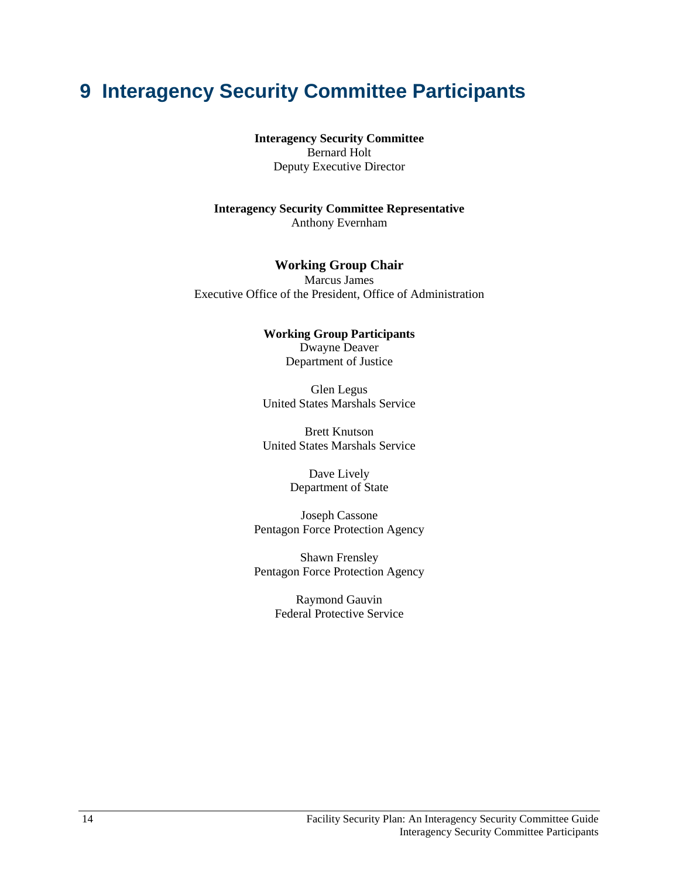# 9 Interagency Security Committee Participants

**Interagency Security Committee**
Bernard Holt
Deputy Executive Director

**Interagency Security Committee Representative**
Anthony Evernham

**Working Group Chair**
Marcus James
Executive Office of the President, Office of Administration

**Working Group Participants**
Dwayne Deaver
Department of Justice

Glen Legus
United States Marshals Service

Brett Knutson
United States Marshals Service

Dave Lively
Department of State

Joseph Cassone
Pentagon Force Protection Agency

Shawn Frensley
Pentagon Force Protection Agency

Raymond Gauvin
Federal Protective Service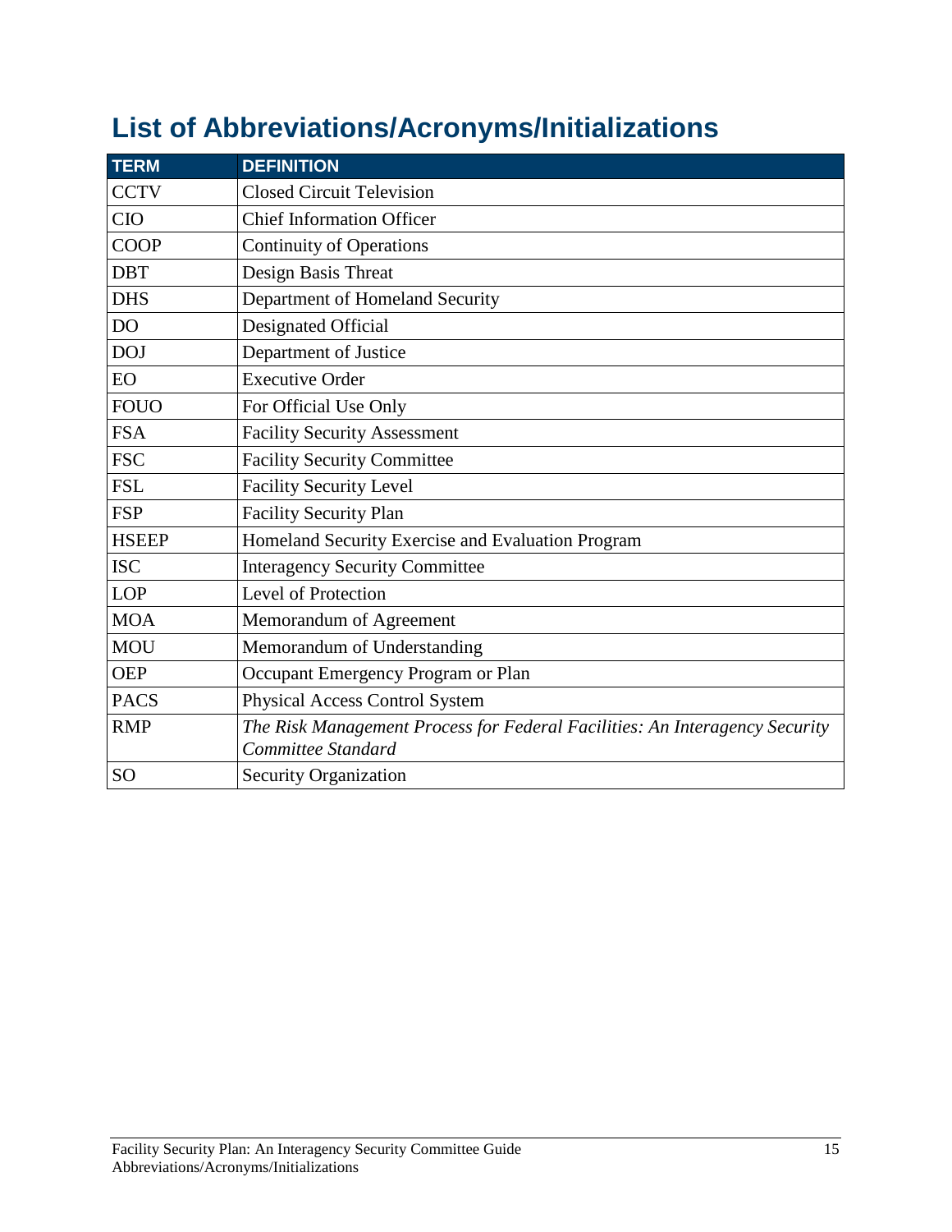# List of Abbreviations/Acronyms/Initializations

| TERM | DEFINITION |
| --- | --- |
| CCTV | Closed Circuit Television |
| CIO | Chief Information Officer |
| COOP | Continuity of Operations |
| DBT | Design Basis Threat |
| DHS | Department of Homeland Security |
| DO | Designated Official |
| DOJ | Department of Justice |
| EO | Executive Order |
| FOUO | For Official Use Only |
| FSA | Facility Security Assessment |
| FSC | Facility Security Committee |
| FSL | Facility Security Level |
| FSP | Facility Security Plan |
| HSEEP | Homeland Security Exercise and Evaluation Program |
| ISC | Interagency Security Committee |
| LOP | Level of Protection |
| MOA | Memorandum of Agreement |
| MOU | Memorandum of Understanding |
| OEP | Occupant Emergency Program or Plan |
| PACS | Physical Access Control System |
| RMP | *The Risk Management Process for Federal Facilities: An Interagency Security Committee Standard* |
| SO | Security Organization |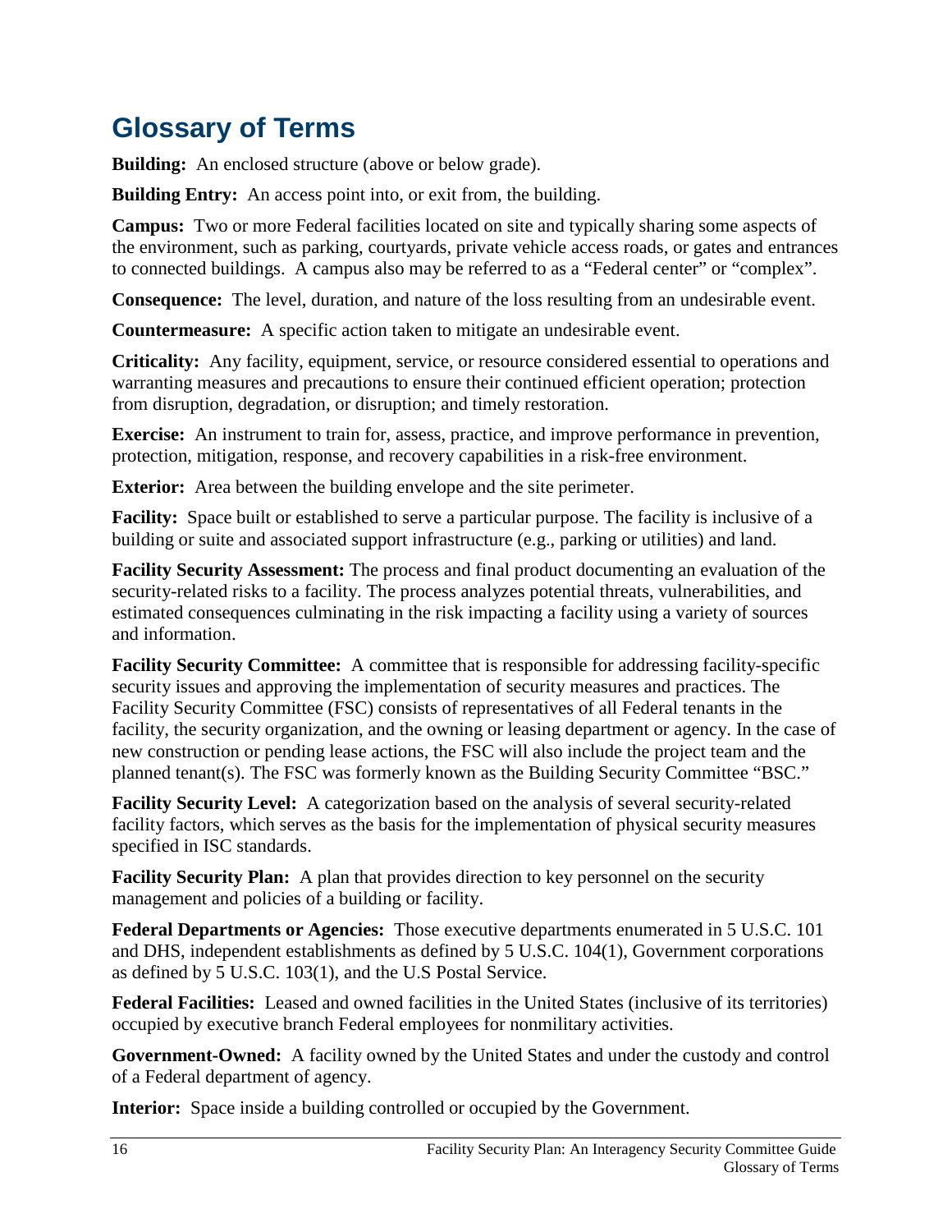# Glossary of Terms

**Building:** An enclosed structure (above or below grade).

**Building Entry:** An access point into, or exit from, the building.

**Campus:** Two or more Federal facilities located on site and typically sharing some aspects of the environment, such as parking, courtyards, private vehicle access roads, or gates and entrances to connected buildings. A campus also may be referred to as a "Federal center" or "complex".

**Consequence:** The level, duration, and nature of the loss resulting from an undesirable event.

**Countermeasure:** A specific action taken to mitigate an undesirable event.

**Criticality:** Any facility, equipment, service, or resource considered essential to operations and warranting measures and precautions to ensure their continued efficient operation; protection from disruption, degradation, or disruption; and timely restoration.

**Exercise:** An instrument to train for, assess, practice, and improve performance in prevention, protection, mitigation, response, and recovery capabilities in a risk-free environment.

**Exterior:** Area between the building envelope and the site perimeter.

**Facility:** Space built or established to serve a particular purpose. The facility is inclusive of a building or suite and associated support infrastructure (e.g., parking or utilities) and land.

**Facility Security Assessment:** The process and final product documenting an evaluation of the security-related risks to a facility. The process analyzes potential threats, vulnerabilities, and estimated consequences culminating in the risk impacting a facility using a variety of sources and information.

**Facility Security Committee:** A committee that is responsible for addressing facility-specific security issues and approving the implementation of security measures and practices. The Facility Security Committee (FSC) consists of representatives of all Federal tenants in the facility, the security organization, and the owning or leasing department or agency. In the case of new construction or pending lease actions, the FSC will also include the project team and the planned tenant(s). The FSC was formerly known as the Building Security Committee "BSC."

**Facility Security Level:** A categorization based on the analysis of several security-related facility factors, which serves as the basis for the implementation of physical security measures specified in ISC standards.

**Facility Security Plan:** A plan that provides direction to key personnel on the security management and policies of a building or facility.

**Federal Departments or Agencies:** Those executive departments enumerated in 5 U.S.C. 101 and DHS, independent establishments as defined by 5 U.S.C. 104(1), Government corporations as defined by 5 U.S.C. 103(1), and the U.S Postal Service.

**Federal Facilities:** Leased and owned facilities in the United States (inclusive of its territories) occupied by executive branch Federal employees for nonmilitary activities.

**Government-Owned:** A facility owned by the United States and under the custody and control of a Federal department of agency.

**Interior:** Space inside a building controlled or occupied by the Government.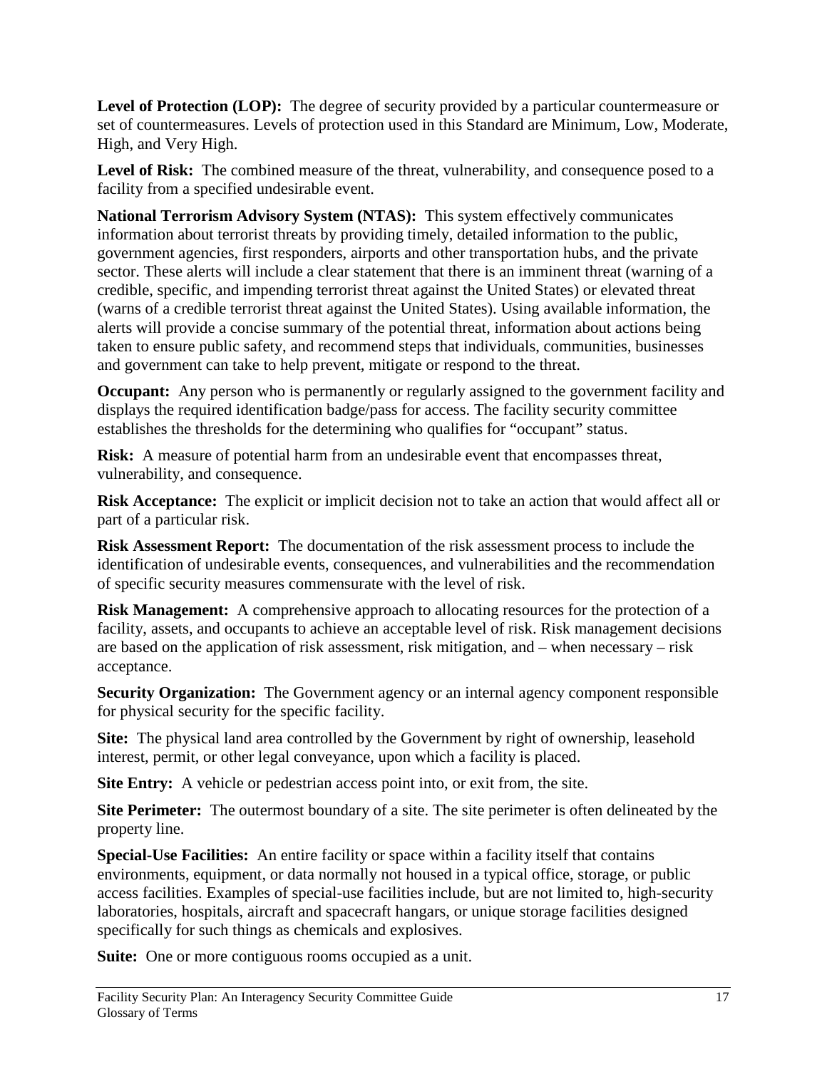**Level of Protection (LOP):** The degree of security provided by a particular countermeasure or set of countermeasures. Levels of protection used in this Standard are Minimum, Low, Moderate, High, and Very High.

**Level of Risk:** The combined measure of the threat, vulnerability, and consequence posed to a facility from a specified undesirable event.

**National Terrorism Advisory System (NTAS):** This system effectively communicates information about terrorist threats by providing timely, detailed information to the public, government agencies, first responders, airports and other transportation hubs, and the private sector. These alerts will include a clear statement that there is an imminent threat (warning of a credible, specific, and impending terrorist threat against the United States) or elevated threat (warns of a credible terrorist threat against the United States). Using available information, the alerts will provide a concise summary of the potential threat, information about actions being taken to ensure public safety, and recommend steps that individuals, communities, businesses and government can take to help prevent, mitigate or respond to the threat.

**Occupant:** Any person who is permanently or regularly assigned to the government facility and displays the required identification badge/pass for access. The facility security committee establishes the thresholds for the determining who qualifies for "occupant" status.

**Risk:** A measure of potential harm from an undesirable event that encompasses threat, vulnerability, and consequence.

**Risk Acceptance:** The explicit or implicit decision not to take an action that would affect all or part of a particular risk.

**Risk Assessment Report:** The documentation of the risk assessment process to include the identification of undesirable events, consequences, and vulnerabilities and the recommendation of specific security measures commensurate with the level of risk.

**Risk Management:** A comprehensive approach to allocating resources for the protection of a facility, assets, and occupants to achieve an acceptable level of risk. Risk management decisions are based on the application of risk assessment, risk mitigation, and – when necessary – risk acceptance.

**Security Organization:** The Government agency or an internal agency component responsible for physical security for the specific facility.

**Site:** The physical land area controlled by the Government by right of ownership, leasehold interest, permit, or other legal conveyance, upon which a facility is placed.

**Site Entry:** A vehicle or pedestrian access point into, or exit from, the site.

**Site Perimeter:** The outermost boundary of a site. The site perimeter is often delineated by the property line.

**Special-Use Facilities:** An entire facility or space within a facility itself that contains environments, equipment, or data normally not housed in a typical office, storage, or public access facilities. Examples of special-use facilities include, but are not limited to, high-security laboratories, hospitals, aircraft and spacecraft hangars, or unique storage facilities designed specifically for such things as chemicals and explosives.

**Suite:** One or more contiguous rooms occupied as a unit.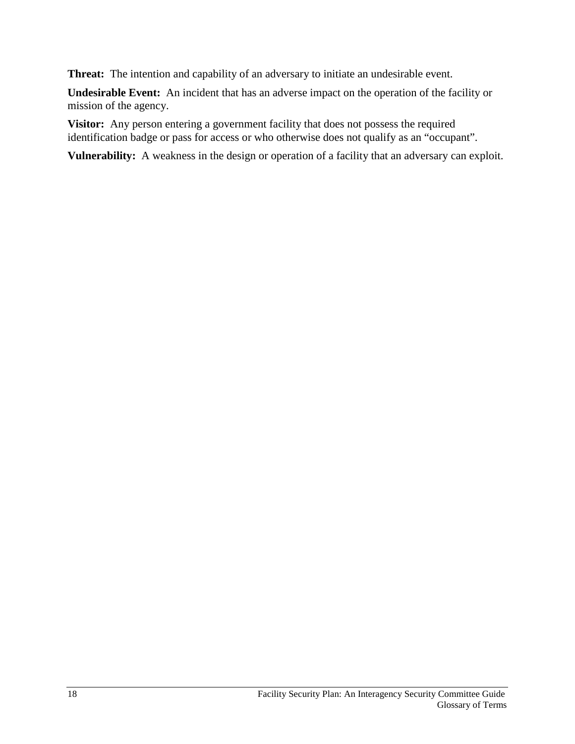**Threat:** The intention and capability of an adversary to initiate an undesirable event.

**Undesirable Event:** An incident that has an adverse impact on the operation of the facility or mission of the agency.

**Visitor:** Any person entering a government facility that does not possess the required identification badge or pass for access or who otherwise does not qualify as an "occupant".

**Vulnerability:** A weakness in the design or operation of a facility that an adversary can exploit.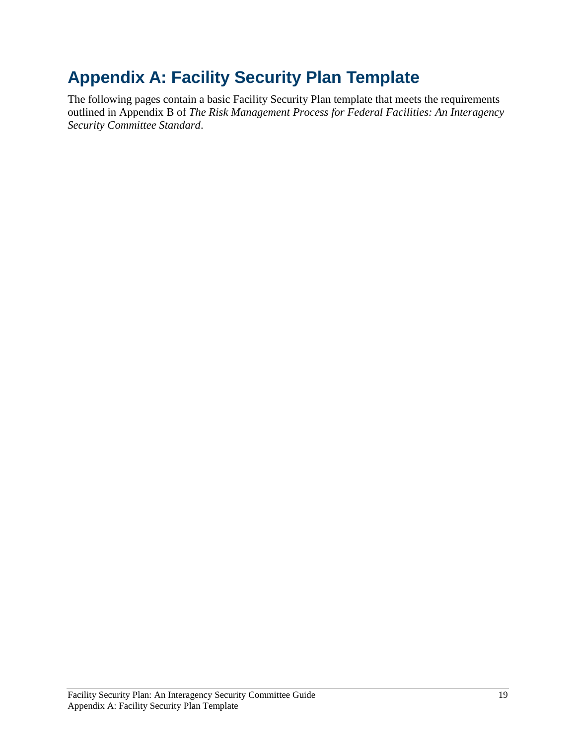# Appendix A: Facility Security Plan Template

The following pages contain a basic Facility Security Plan template that meets the requirements outlined in Appendix B of *The Risk Management Process for Federal Facilities: An Interagency Security Committee Standard*.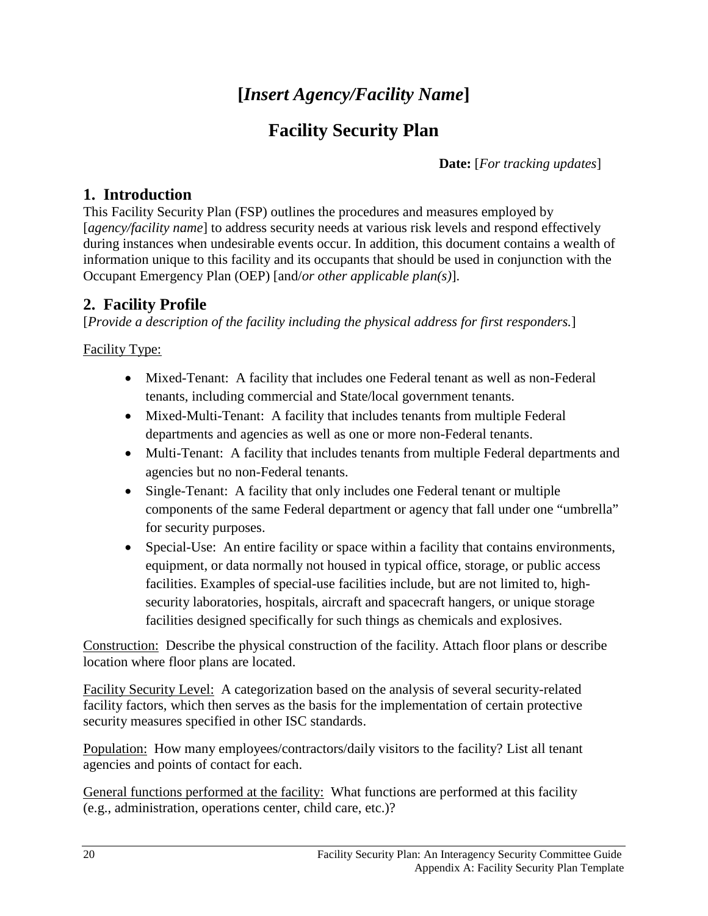# **[*Insert Agency/Facility Name*]**

# Facility Security Plan

**Date:** [*For tracking updates*]

## 1. Introduction

This Facility Security Plan (FSP) outlines the procedures and measures employed by [*agency/facility name*] to address security needs at various risk levels and respond effectively during instances when undesirable events occur. In addition, this document contains a wealth of information unique to this facility and its occupants that should be used in conjunction with the Occupant Emergency Plan (OEP) [and/*or other applicable plan(s)*].

## 2. Facility Profile

[*Provide a description of the facility including the physical address for first responders.*]

Facility Type:

- Mixed-Tenant: A facility that includes one Federal tenant as well as non-Federal tenants, including commercial and State/local government tenants.
- Mixed-Multi-Tenant: A facility that includes tenants from multiple Federal departments and agencies as well as one or more non-Federal tenants.
- Multi-Tenant: A facility that includes tenants from multiple Federal departments and agencies but no non-Federal tenants.
- Single-Tenant: A facility that only includes one Federal tenant or multiple components of the same Federal department or agency that fall under one "umbrella" for security purposes.
- Special-Use: An entire facility or space within a facility that contains environments, equipment, or data normally not housed in typical office, storage, or public access facilities. Examples of special-use facilities include, but are not limited to, high-security laboratories, hospitals, aircraft and spacecraft hangers, or unique storage facilities designed specifically for such things as chemicals and explosives.

Construction: Describe the physical construction of the facility. Attach floor plans or describe location where floor plans are located.

Facility Security Level: A categorization based on the analysis of several security-related facility factors, which then serves as the basis for the implementation of certain protective security measures specified in other ISC standards.

Population: How many employees/contractors/daily visitors to the facility? List all tenant agencies and points of contact for each.

General functions performed at the facility: What functions are performed at this facility (e.g., administration, operations center, child care, etc.)?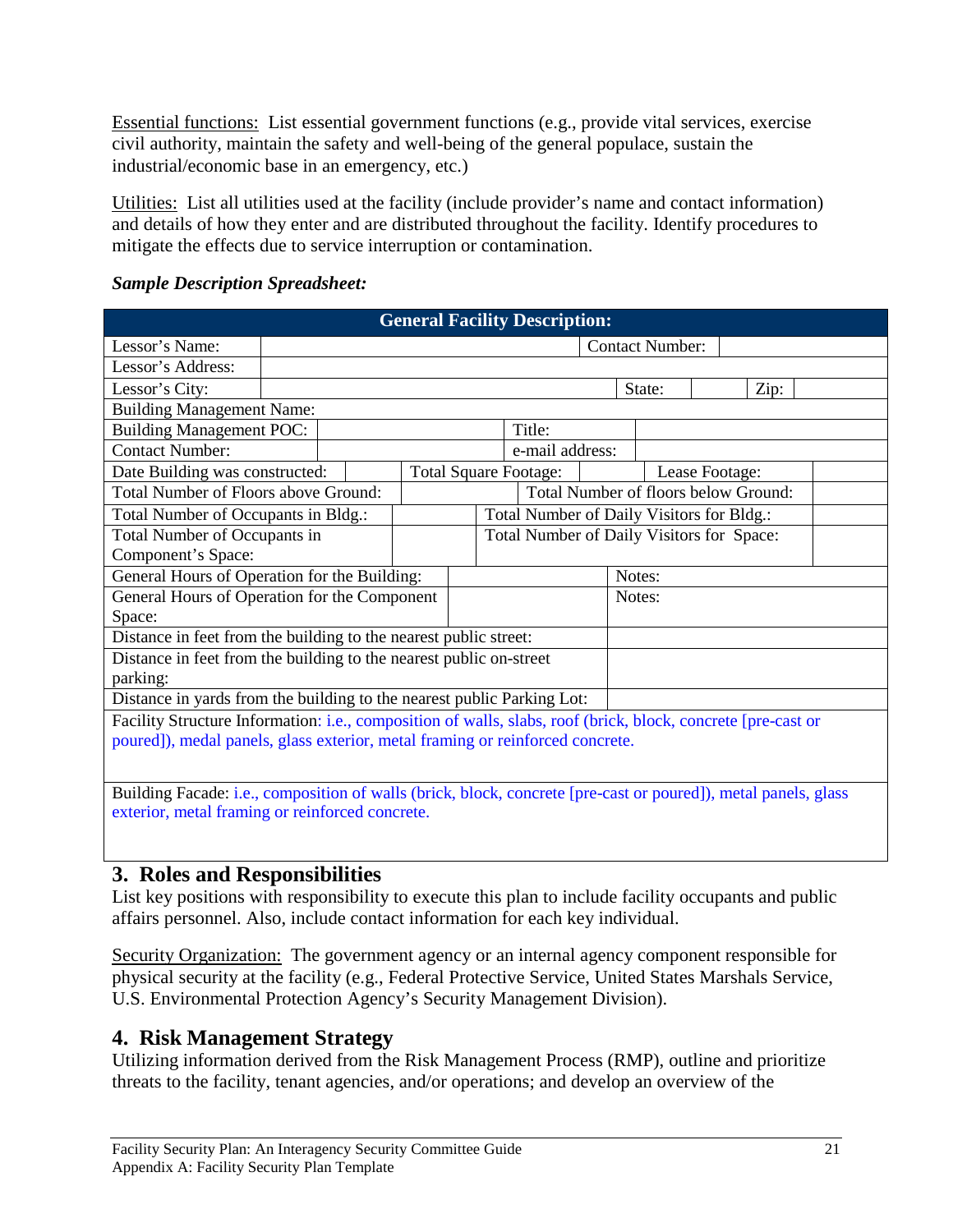Essential functions: List essential government functions (e.g., provide vital services, exercise civil authority, maintain the safety and well-being of the general populace, sustain the industrial/economic base in an emergency, etc.)

Utilities: List all utilities used at the facility (include provider's name and contact information) and details of how they enter and are distributed throughout the facility. Identify procedures to mitigate the effects due to service interruption or contamination.

***Sample Description Spreadsheet:***

| **General Facility Description:** | | | |
|---|---|---|---|
| Lessor's Name: | | Contact Number: | |
| Lessor's Address: | | | |
| Lessor's City: | | State: | Zip: |
| Building Management Name: | | | |
| Building Management POC: | | Title: | |
| Contact Number: | | e-mail address: | |
| Date Building was constructed: | | Total Square Footage: | Lease Footage: |
| Total Number of Floors above Ground: | | Total Number of floors below Ground: | |
| Total Number of Occupants in Bldg.: | | Total Number of Daily Visitors for Bldg.: | |
| Total Number of Occupants in Component's Space: | | Total Number of Daily Visitors for Space: | |
| General Hours of Operation for the Building: | | Notes: | |
| General Hours of Operation for the Component Space: | | Notes: | |
| Distance in feet from the building to the nearest public street: | | | |
| Distance in feet from the building to the nearest public on-street parking: | | | |
| Distance in yards from the building to the nearest public Parking Lot: | | | |
| Facility Structure Information: i.e., composition of walls, slabs, roof (brick, block, concrete [pre-cast or poured]), medal panels, glass exterior, metal framing or reinforced concrete. | | | |
| Building Facade: i.e., composition of walls (brick, block, concrete [pre-cast or poured]), metal panels, glass exterior, metal framing or reinforced concrete. | | | |

## 3. Roles and Responsibilities

List key positions with responsibility to execute this plan to include facility occupants and public affairs personnel. Also, include contact information for each key individual.

Security Organization: The government agency or an internal agency component responsible for physical security at the facility (e.g., Federal Protective Service, United States Marshals Service, U.S. Environmental Protection Agency's Security Management Division).

## 4. Risk Management Strategy

Utilizing information derived from the Risk Management Process (RMP), outline and prioritize threats to the facility, tenant agencies, and/or operations; and develop an overview of the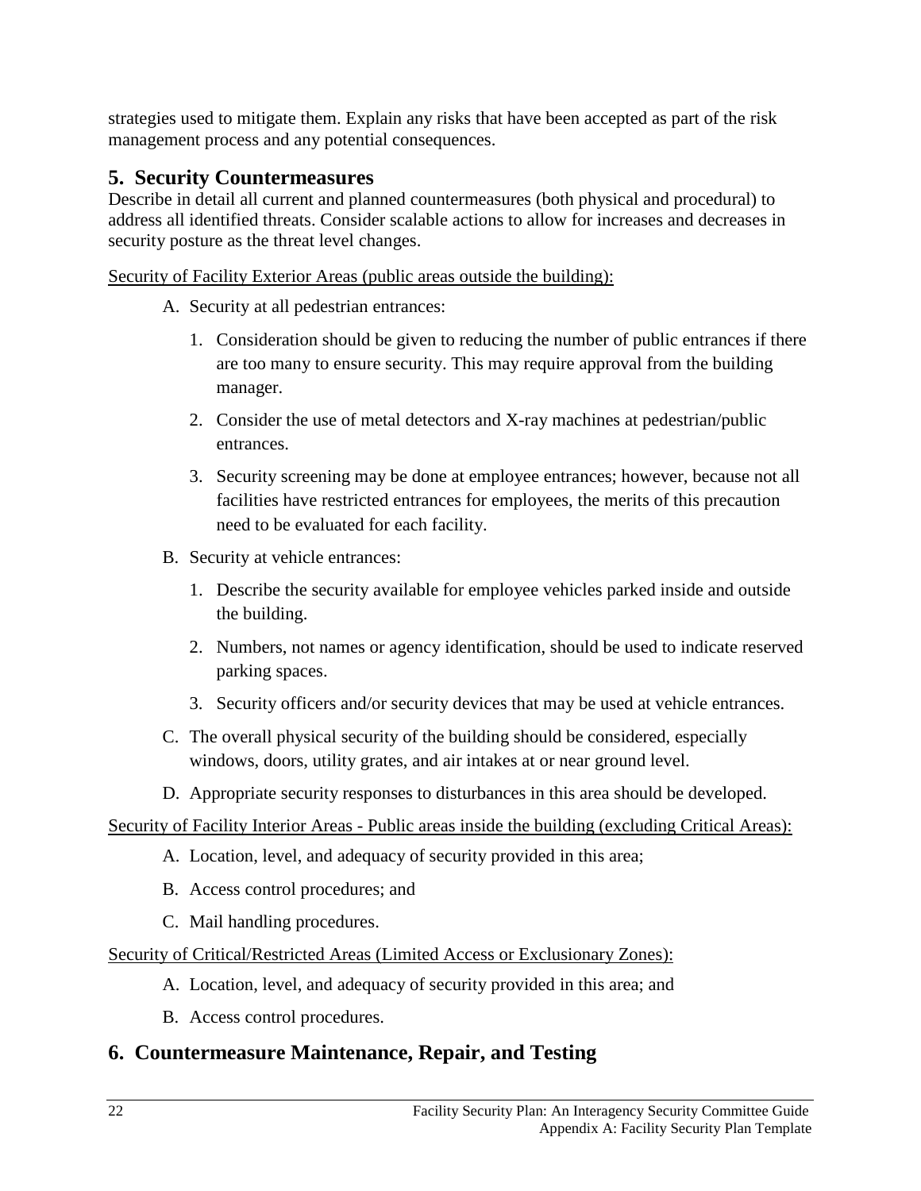strategies used to mitigate them. Explain any risks that have been accepted as part of the risk management process and any potential consequences.

## 5. Security Countermeasures

Describe in detail all current and planned countermeasures (both physical and procedural) to address all identified threats. Consider scalable actions to allow for increases and decreases in security posture as the threat level changes.

<u>Security of Facility Exterior Areas (public areas outside the building):</u>

A. Security at all pedestrian entrances:

1. Consideration should be given to reducing the number of public entrances if there are too many to ensure security. This may require approval from the building manager.
2. Consider the use of metal detectors and X-ray machines at pedestrian/public entrances.
3. Security screening may be done at employee entrances; however, because not all facilities have restricted entrances for employees, the merits of this precaution need to be evaluated for each facility.

B. Security at vehicle entrances:

1. Describe the security available for employee vehicles parked inside and outside the building.
2. Numbers, not names or agency identification, should be used to indicate reserved parking spaces.
3. Security officers and/or security devices that may be used at vehicle entrances.

C. The overall physical security of the building should be considered, especially windows, doors, utility grates, and air intakes at or near ground level.

D. Appropriate security responses to disturbances in this area should be developed.

<u>Security of Facility Interior Areas - Public areas inside the building (excluding Critical Areas):</u>

A. Location, level, and adequacy of security provided in this area;

B. Access control procedures; and

C. Mail handling procedures.

<u>Security of Critical/Restricted Areas (Limited Access or Exclusionary Zones):</u>

A. Location, level, and adequacy of security provided in this area; and

B. Access control procedures.

## 6. Countermeasure Maintenance, Repair, and Testing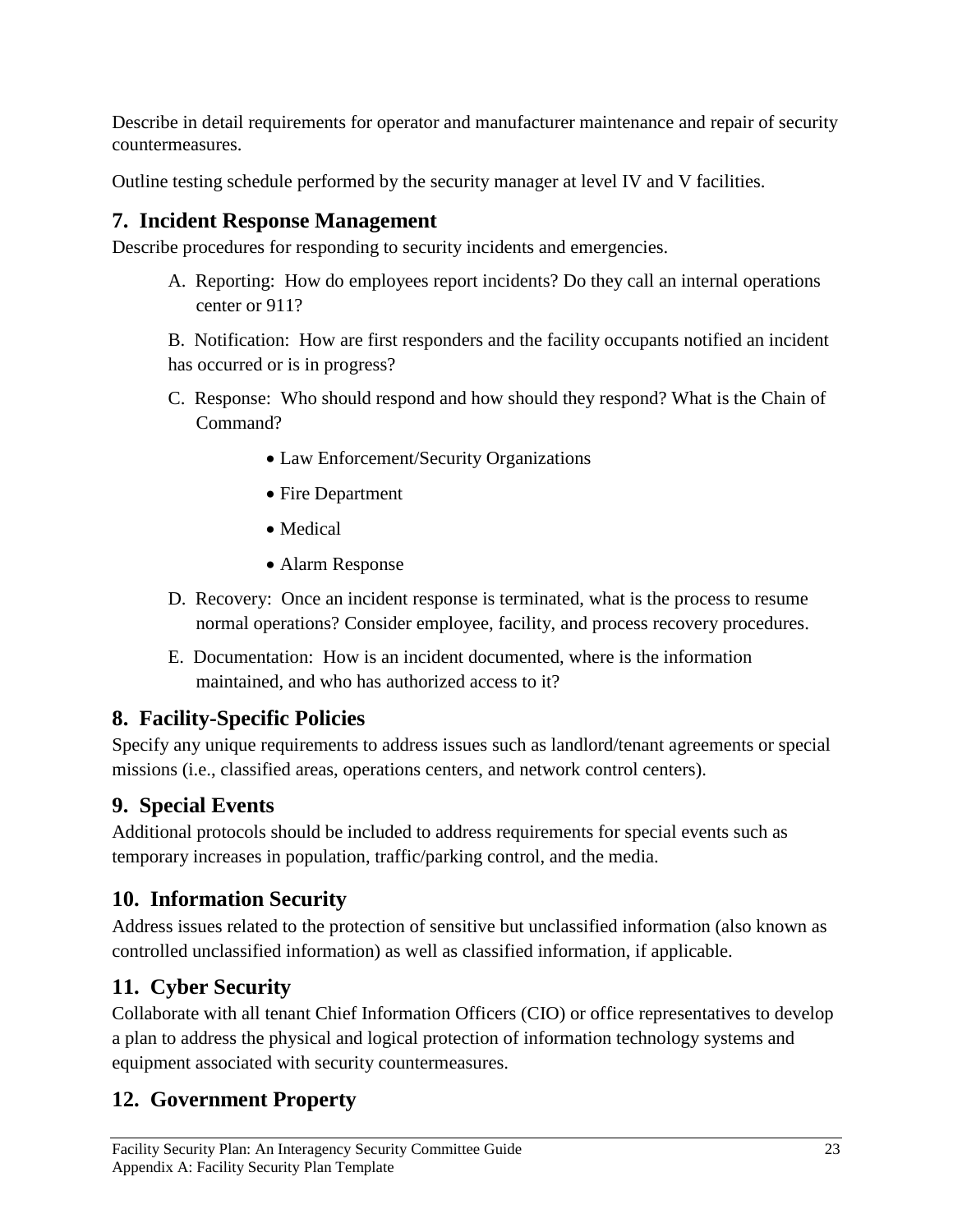Describe in detail requirements for operator and manufacturer maintenance and repair of security countermeasures.

Outline testing schedule performed by the security manager at level IV and V facilities.

## 7. Incident Response Management

Describe procedures for responding to security incidents and emergencies.

A. Reporting: How do employees report incidents? Do they call an internal operations center or 911?

B. Notification: How are first responders and the facility occupants notified an incident has occurred or is in progress?

C. Response: Who should respond and how should they respond? What is the Chain of Command?

- Law Enforcement/Security Organizations
- Fire Department
- Medical
- Alarm Response

D. Recovery: Once an incident response is terminated, what is the process to resume normal operations? Consider employee, facility, and process recovery procedures.

E. Documentation: How is an incident documented, where is the information maintained, and who has authorized access to it?

## 8. Facility-Specific Policies

Specify any unique requirements to address issues such as landlord/tenant agreements or special missions (i.e., classified areas, operations centers, and network control centers).

## 9. Special Events

Additional protocols should be included to address requirements for special events such as temporary increases in population, traffic/parking control, and the media.

## 10. Information Security

Address issues related to the protection of sensitive but unclassified information (also known as controlled unclassified information) as well as classified information, if applicable.

## 11. Cyber Security

Collaborate with all tenant Chief Information Officers (CIO) or office representatives to develop a plan to address the physical and logical protection of information technology systems and equipment associated with security countermeasures.

## 12. Government Property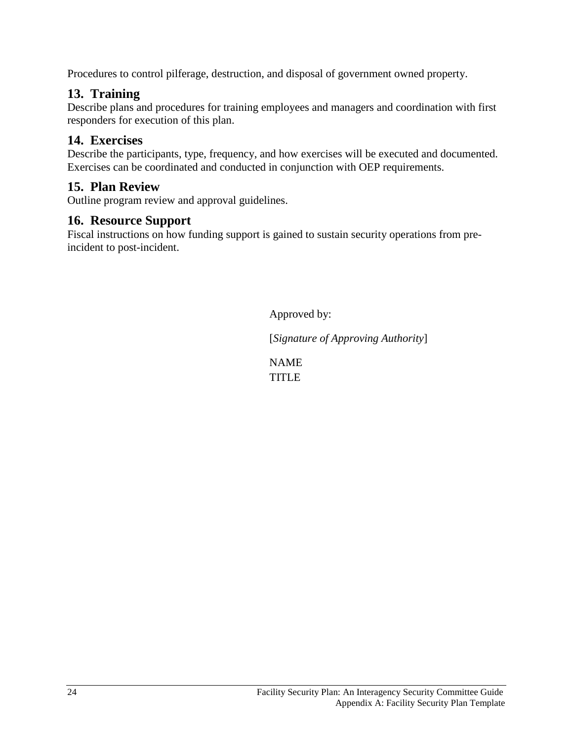Procedures to control pilferage, destruction, and disposal of government owned property.

## 13. Training

Describe plans and procedures for training employees and managers and coordination with first responders for execution of this plan.

## 14. Exercises

Describe the participants, type, frequency, and how exercises will be executed and documented. Exercises can be coordinated and conducted in conjunction with OEP requirements.

## 15. Plan Review

Outline program review and approval guidelines.

## 16. Resource Support

Fiscal instructions on how funding support is gained to sustain security operations from pre-incident to post-incident.

Approved by:

[*Signature of Approving Authority*]

NAME
TITLE